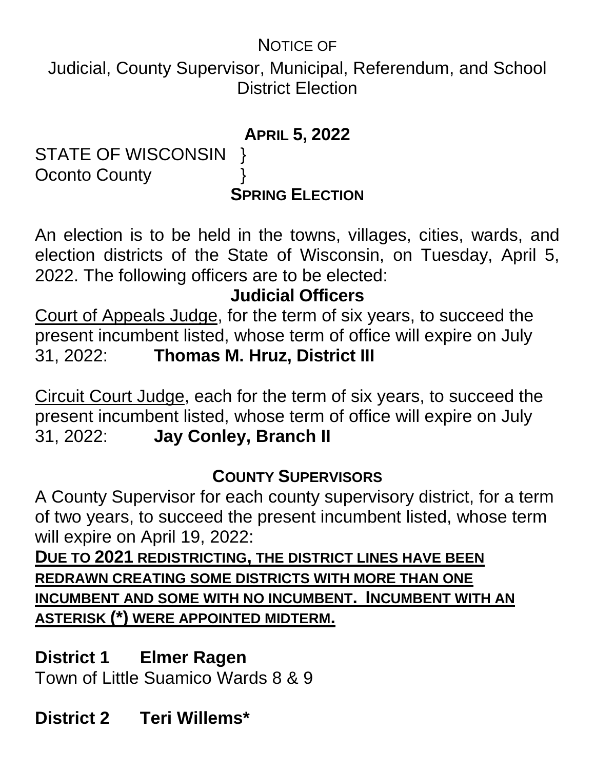NOTICE OF

# Judicial, County Supervisor, Municipal, Referendum, and School District Election

**APRIL 5, 2022**

STATE OF WISCONSIN }
Oconto County }

**SPRING ELECTION**

An election is to be held in the towns, villages, cities, wards, and election districts of the State of Wisconsin, on Tuesday, April 5, 2022. The following officers are to be elected:

## Judicial Officers

Court of Appeals Judge, for the term of six years, to succeed the present incumbent listed, whose term of office will expire on July 31, 2022: **Thomas M. Hruz, District III**

Circuit Court Judge, each for the term of six years, to succeed the present incumbent listed, whose term of office will expire on July 31, 2022: **Jay Conley, Branch II**

## COUNTY SUPERVISORS

A County Supervisor for each county supervisory district, for a term of two years, to succeed the present incumbent listed, whose term will expire on April 19, 2022:

**DUE TO 2021 REDISTRICTING, THE DISTRICT LINES HAVE BEEN REDRAWN CREATING SOME DISTRICTS WITH MORE THAN ONE INCUMBENT AND SOME WITH NO INCUMBENT. INCUMBENT WITH AN ASTERISK (*) WERE APPOINTED MIDTERM.**

**District 1 Elmer Ragen**
Town of Little Suamico Wards 8 & 9

**District 2 Teri Willems***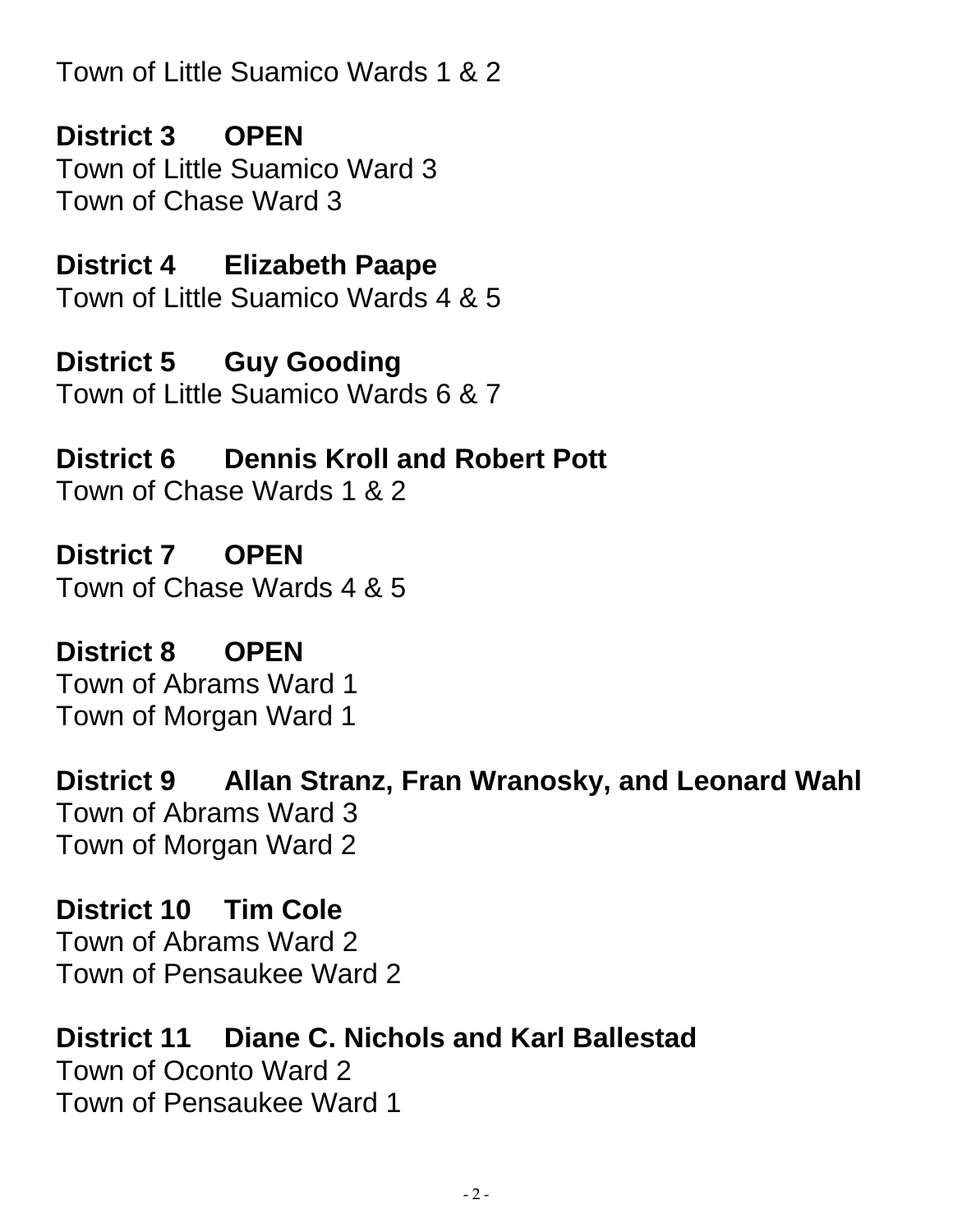Town of Little Suamico Wards 1 & 2

**District 3 OPEN**
Town of Little Suamico Ward 3
Town of Chase Ward 3

**District 4 Elizabeth Paape**
Town of Little Suamico Wards 4 & 5

**District 5 Guy Gooding**
Town of Little Suamico Wards 6 & 7

**District 6 Dennis Kroll and Robert Pott**
Town of Chase Wards 1 & 2

**District 7 OPEN**
Town of Chase Wards 4 & 5

**District 8 OPEN**
Town of Abrams Ward 1
Town of Morgan Ward 1

**District 9 Allan Stranz, Fran Wranosky, and Leonard Wahl**
Town of Abrams Ward 3
Town of Morgan Ward 2

**District 10 Tim Cole**
Town of Abrams Ward 2
Town of Pensaukee Ward 2

**District 11 Diane C. Nichols and Karl Ballestad**
Town of Oconto Ward 2
Town of Pensaukee Ward 1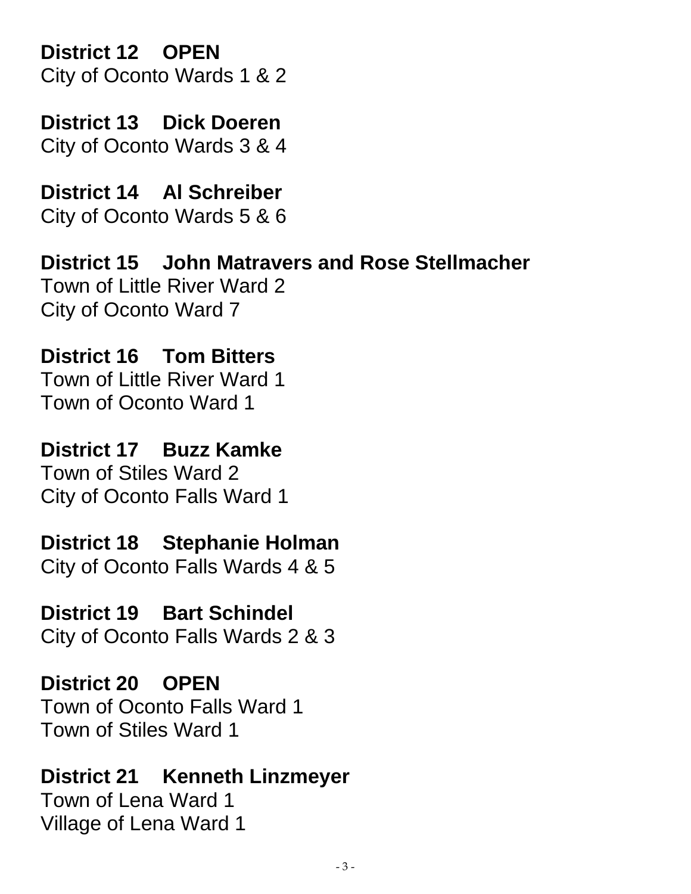**District 12 OPEN**
City of Oconto Wards 1 & 2

**District 13 Dick Doeren**
City of Oconto Wards 3 & 4

**District 14 Al Schreiber**
City of Oconto Wards 5 & 6

**District 15 John Matravers and Rose Stellmacher**
Town of Little River Ward 2
City of Oconto Ward 7

**District 16 Tom Bitters**
Town of Little River Ward 1
Town of Oconto Ward 1

**District 17 Buzz Kamke**
Town of Stiles Ward 2
City of Oconto Falls Ward 1

**District 18 Stephanie Holman**
City of Oconto Falls Wards 4 & 5

**District 19 Bart Schindel**
City of Oconto Falls Wards 2 & 3

**District 20 OPEN**
Town of Oconto Falls Ward 1
Town of Stiles Ward 1

**District 21 Kenneth Linzmeyer**
Town of Lena Ward 1
Village of Lena Ward 1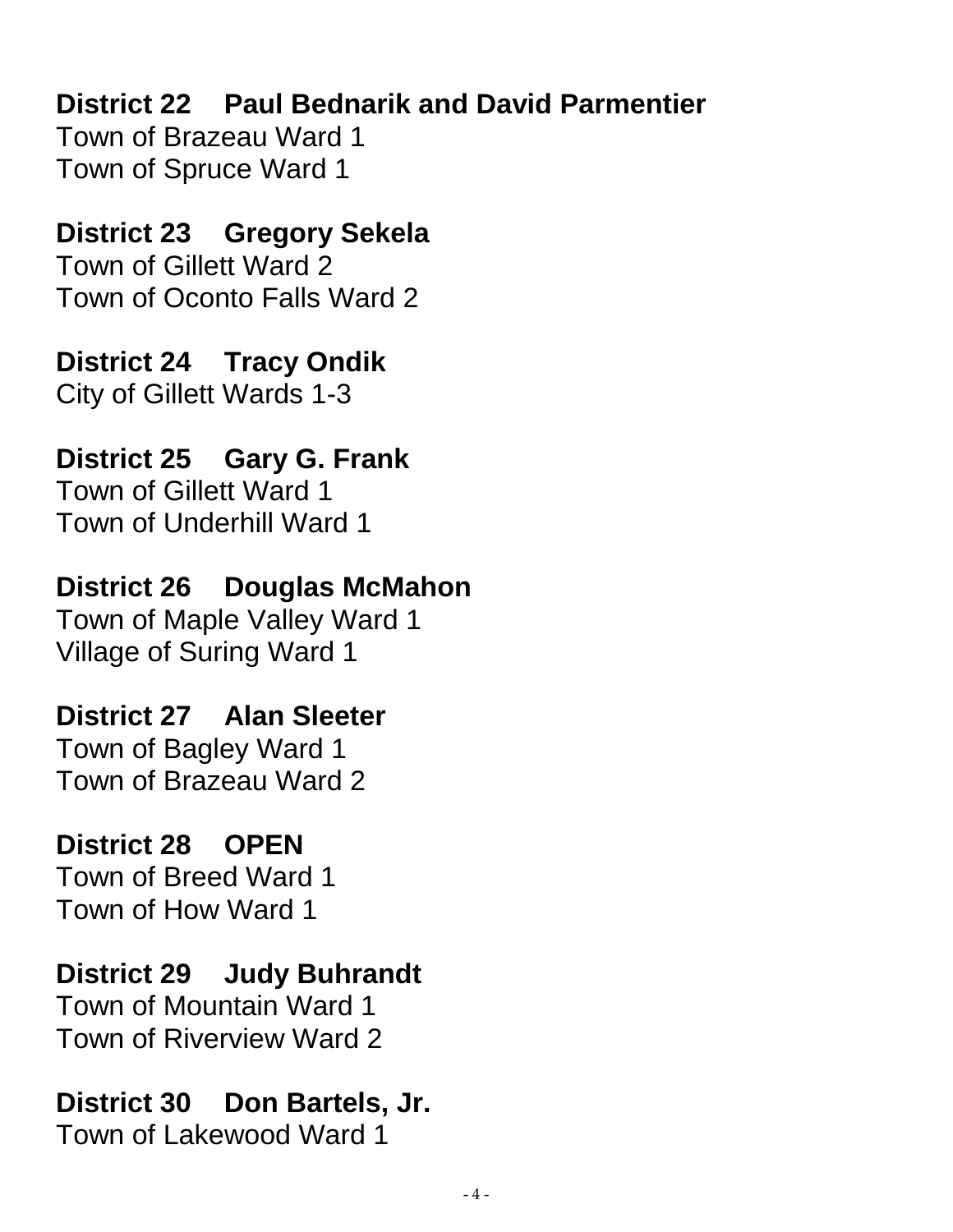**District 22  Paul Bednarik and David Parmentier**
Town of Brazeau Ward 1
Town of Spruce Ward 1

**District 23  Gregory Sekela**
Town of Gillett Ward 2
Town of Oconto Falls Ward 2

**District 24  Tracy Ondik**
City of Gillett Wards 1-3

**District 25  Gary G. Frank**
Town of Gillett Ward 1
Town of Underhill Ward 1

**District 26  Douglas McMahon**
Town of Maple Valley Ward 1
Village of Suring Ward 1

**District 27  Alan Sleeter**
Town of Bagley Ward 1
Town of Brazeau Ward 2

**District 28  OPEN**
Town of Breed Ward 1
Town of How Ward 1

**District 29  Judy Buhrandt**
Town of Mountain Ward 1
Town of Riverview Ward 2

**District 30  Don Bartels, Jr.**
Town of Lakewood Ward 1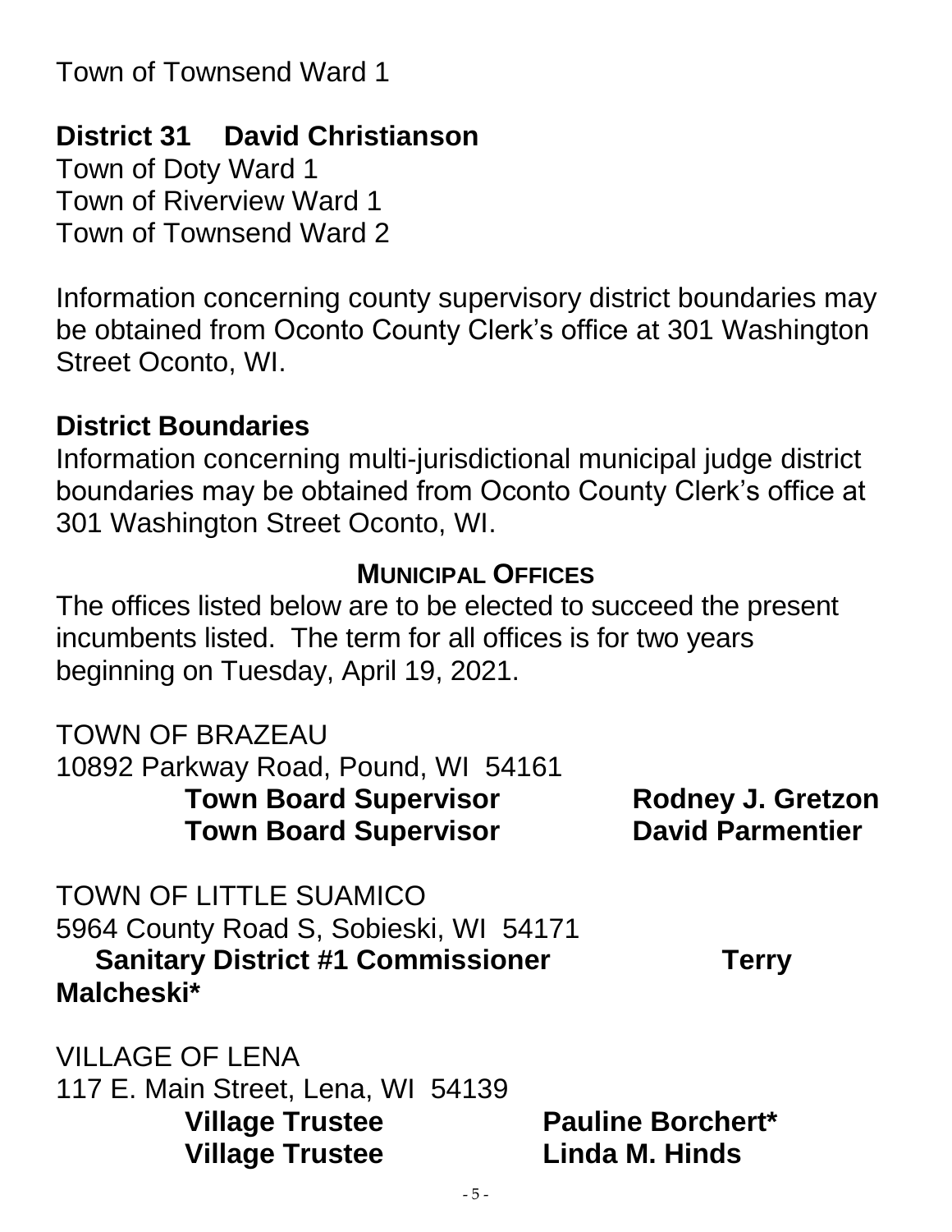Town of Townsend Ward 1

**District 31    David Christianson**

Town of Doty Ward 1
Town of Riverview Ward 1
Town of Townsend Ward 2

Information concerning county supervisory district boundaries may be obtained from Oconto County Clerk's office at 301 Washington Street Oconto, WI.

**District Boundaries**

Information concerning multi-jurisdictional municipal judge district boundaries may be obtained from Oconto County Clerk's office at 301 Washington Street Oconto, WI.

## MUNICIPAL OFFICES

The offices listed below are to be elected to succeed the present incumbents listed. The term for all offices is for two years beginning on Tuesday, April 19, 2021.

TOWN OF BRAZEAU
10892 Parkway Road, Pound, WI 54161

**Town Board Supervisor    Rodney J. Gretzon**
**Town Board Supervisor    David Parmentier**

TOWN OF LITTLE SUAMICO
5964 County Road S, Sobieski, WI 54171

**Sanitary District #1 Commissioner    Terry Malcheski***

VILLAGE OF LENA
117 E. Main Street, Lena, WI 54139

**Village Trustee    Pauline Borchert***
**Village Trustee    Linda M. Hinds**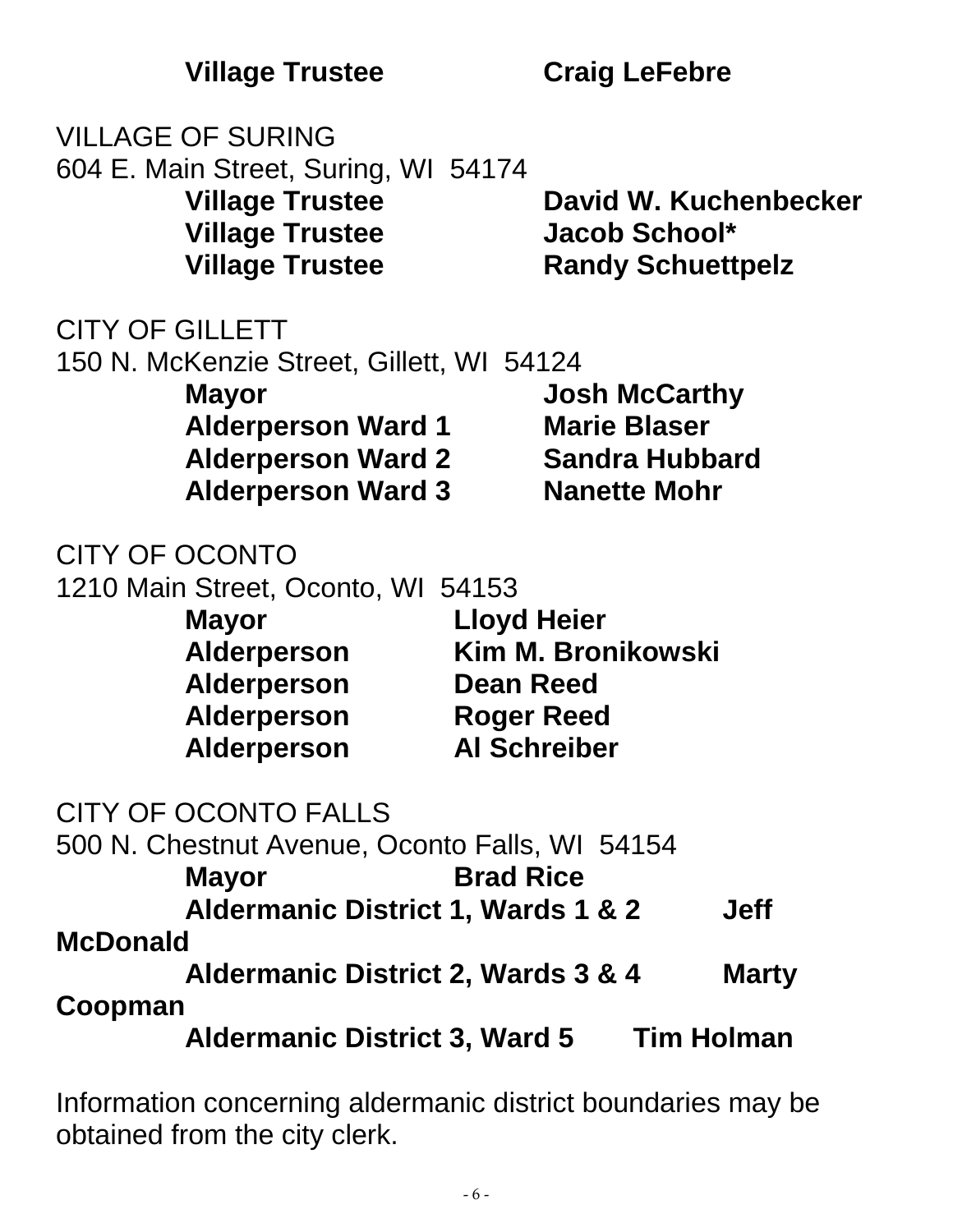**Village Trustee** **Craig LeFebre**

VILLAGE OF SURING
604 E. Main Street, Suring, WI 54174

**Village Trustee** **David W. Kuchenbecker**
**Village Trustee** **Jacob School***
**Village Trustee** **Randy Schuettpelz**

CITY OF GILLETT
150 N. McKenzie Street, Gillett, WI 54124

**Mayor** **Josh McCarthy**
**Alderperson Ward 1** **Marie Blaser**
**Alderperson Ward 2** **Sandra Hubbard**
**Alderperson Ward 3** **Nanette Mohr**

CITY OF OCONTO
1210 Main Street, Oconto, WI 54153

**Mayor** **Lloyd Heier**
**Alderperson** **Kim M. Bronikowski**
**Alderperson** **Dean Reed**
**Alderperson** **Roger Reed**
**Alderperson** **Al Schreiber**

CITY OF OCONTO FALLS
500 N. Chestnut Avenue, Oconto Falls, WI 54154

**Mayor** **Brad Rice**
**Aldermanic District 1, Wards 1 & 2** **Jeff McDonald**
**Aldermanic District 2, Wards 3 & 4** **Marty Coopman**
**Aldermanic District 3, Ward 5** **Tim Holman**

Information concerning aldermanic district boundaries may be obtained from the city clerk.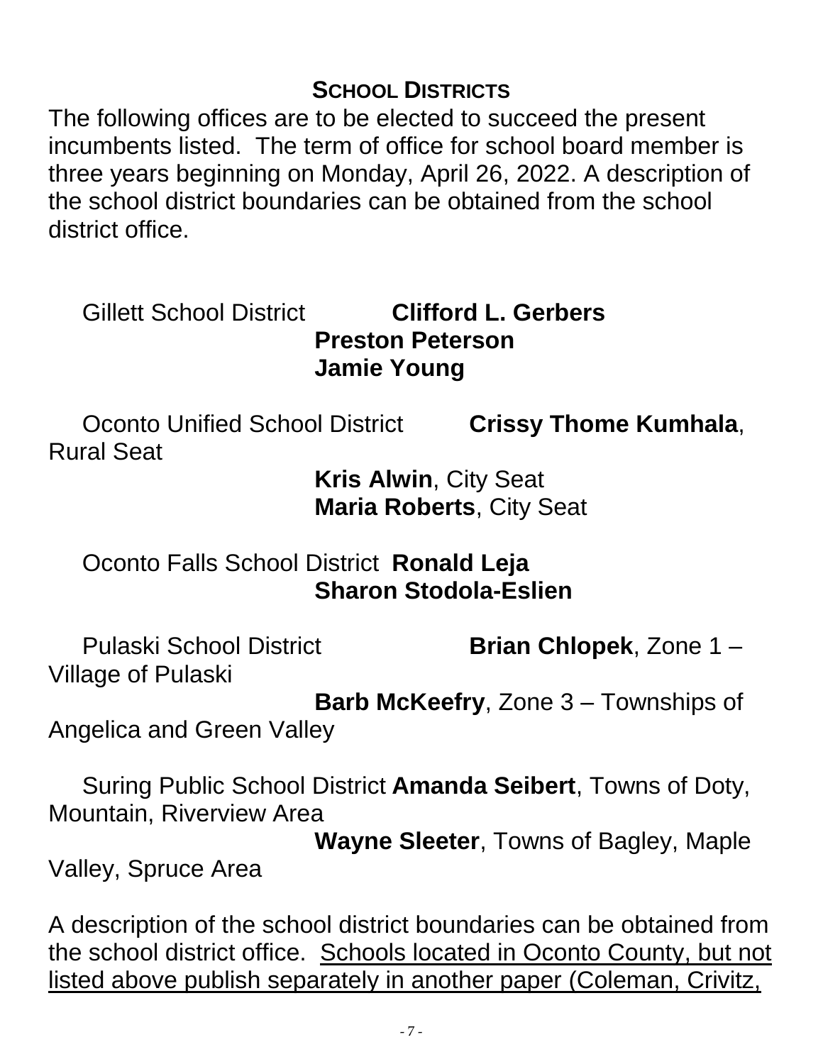## SCHOOL DISTRICTS

The following offices are to be elected to succeed the present incumbents listed. The term of office for school board member is three years beginning on Monday, April 26, 2022. A description of the school district boundaries can be obtained from the school district office.

Gillett School District **Clifford L. Gerbers**
**Preston Peterson**
**Jamie Young**

Oconto Unified School District **Crissy Thome Kumhala**, Rural Seat
**Kris Alwin**, City Seat
**Maria Roberts**, City Seat

Oconto Falls School District **Ronald Leja**
**Sharon Stodola-Eslien**

Pulaski School District **Brian Chlopek**, Zone 1 – Village of Pulaski
**Barb McKeefry**, Zone 3 – Townships of Angelica and Green Valley

Suring Public School District **Amanda Seibert**, Towns of Doty, Mountain, Riverview Area
**Wayne Sleeter**, Towns of Bagley, Maple Valley, Spruce Area

A description of the school district boundaries can be obtained from the school district office. <u>Schools located in Oconto County, but not listed above publish separately in another paper (Coleman, Crivitz,</u>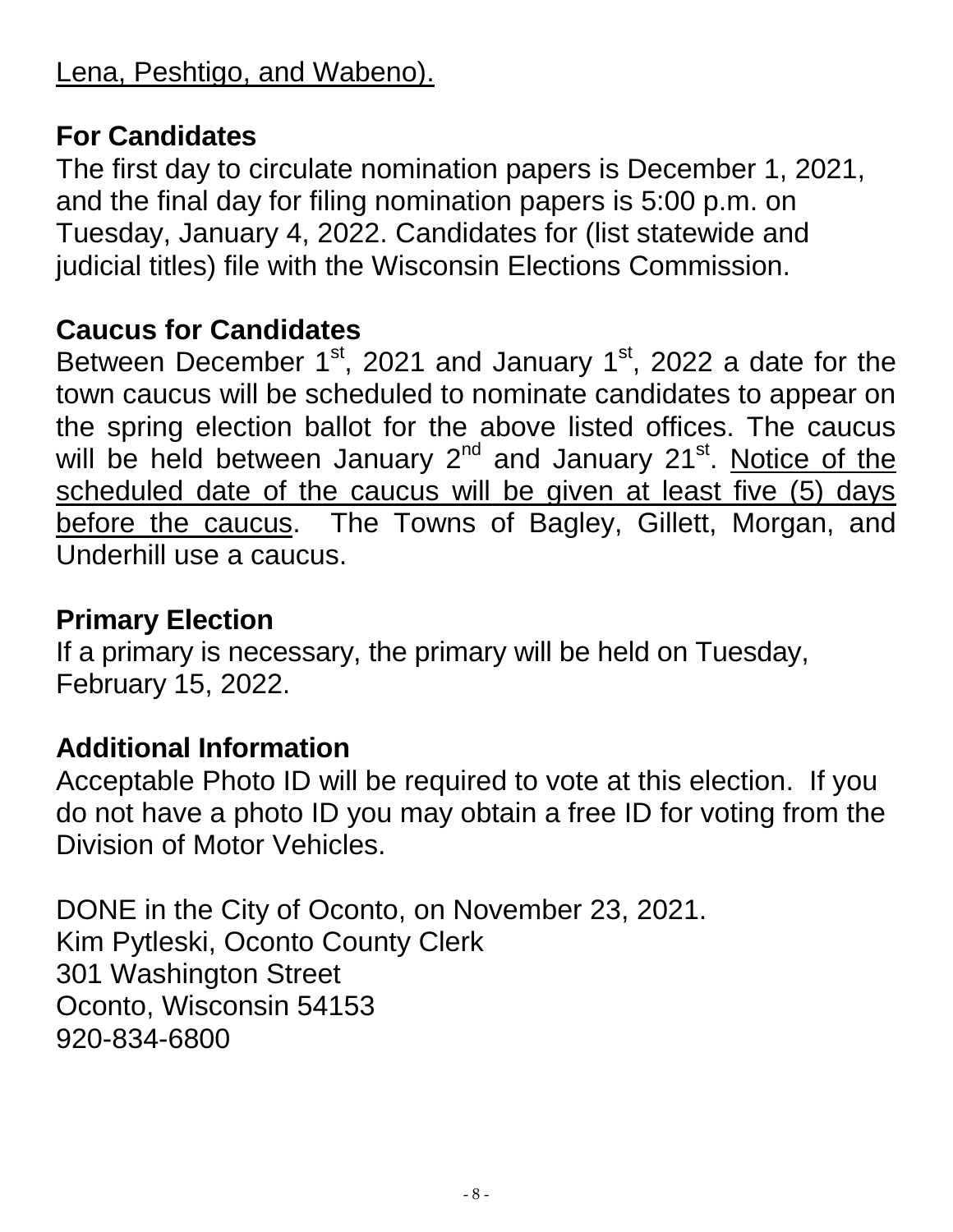Lena, Peshtigo, and Wabeno).

## For Candidates

The first day to circulate nomination papers is December 1, 2021, and the final day for filing nomination papers is 5:00 p.m. on Tuesday, January 4, 2022. Candidates for (list statewide and judicial titles) file with the Wisconsin Elections Commission.

## Caucus for Candidates

Between December 1st, 2021 and January 1st, 2022 a date for the town caucus will be scheduled to nominate candidates to appear on the spring election ballot for the above listed offices. The caucus will be held between January 2nd and January 21st. Notice of the scheduled date of the caucus will be given at least five (5) days before the caucus. The Towns of Bagley, Gillett, Morgan, and Underhill use a caucus.

## Primary Election

If a primary is necessary, the primary will be held on Tuesday, February 15, 2022.

## Additional Information

Acceptable Photo ID will be required to vote at this election. If you do not have a photo ID you may obtain a free ID for voting from the Division of Motor Vehicles.

DONE in the City of Oconto, on November 23, 2021.
Kim Pytleski, Oconto County Clerk
301 Washington Street
Oconto, Wisconsin 54153
920-834-6800